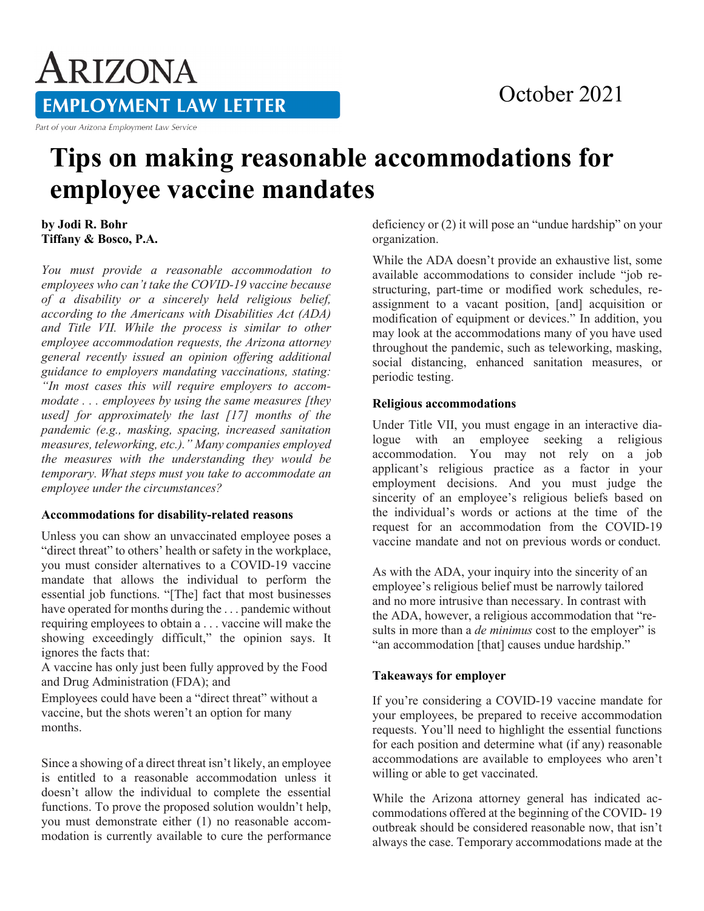# ARIZONA EMPLOYMENT LAW LETTER

Part of your Arizona Employment Law Service

October 2021

# Tips on making reasonable accommodations for employee vaccine mandates

**by Jodi R. Bohr**
**Tiffany & Bosco, P.A.**

*You must provide a reasonable accommodation to employees who can't take the COVID-19 vaccine because of a disability or a sincerely held religious belief, according to the Americans with Disabilities Act (ADA) and Title VII. While the process is similar to other employee accommodation requests, the Arizona attorney general recently issued an opinion offering additional guidance to employers mandating vaccinations, stating: "In most cases this will require employers to accommodate . . . employees by using the same measures [they used] for approximately the last [17] months of the pandemic (e.g., masking, spacing, increased sanitation measures, teleworking, etc.)." Many companies employed the measures with the understanding they would be temporary. What steps must you take to accommodate an employee under the circumstances?*

### Accommodations for disability-related reasons

Unless you can show an unvaccinated employee poses a "direct threat" to others' health or safety in the workplace, you must consider alternatives to a COVID-19 vaccine mandate that allows the individual to perform the essential job functions. "[The] fact that most businesses have operated for months during the . . . pandemic without requiring employees to obtain a . . . vaccine will make the showing exceedingly difficult," the opinion says. It ignores the facts that:

- A vaccine has only just been fully approved by the Food and Drug Administration (FDA); and
- Employees could have been a "direct threat" without a vaccine, but the shots weren't an option for many months.

Since a showing of a direct threat isn't likely, an employee is entitled to a reasonable accommodation unless it doesn't allow the individual to complete the essential functions. To prove the proposed solution wouldn't help, you must demonstrate either (1) no reasonable accommodation is currently available to cure the performance deficiency or (2) it will pose an "undue hardship" on your organization.

While the ADA doesn't provide an exhaustive list, some available accommodations to consider include "job restructuring, part-time or modified work schedules, reassignment to a vacant position, [and] acquisition or modification of equipment or devices." In addition, you may look at the accommodations many of you have used throughout the pandemic, such as teleworking, masking, social distancing, enhanced sanitation measures, or periodic testing.

### Religious accommodations

Under Title VII, you must engage in an interactive dialogue with an employee seeking a religious accommodation. You may not rely on a job applicant's religious practice as a factor in your employment decisions. And you must judge the sincerity of an employee's religious beliefs based on the individual's words or actions at the time of the request for an accommodation from the COVID-19 vaccine mandate and not on previous words or conduct.

As with the ADA, your inquiry into the sincerity of an employee's religious belief must be narrowly tailored and no more intrusive than necessary. In contrast with the ADA, however, a religious accommodation that "results in more than a *de minimus* cost to the employer" is "an accommodation [that] causes undue hardship."

### Takeaways for employer

If you're considering a COVID-19 vaccine mandate for your employees, be prepared to receive accommodation requests. You'll need to highlight the essential functions for each position and determine what (if any) reasonable accommodations are available to employees who aren't willing or able to get vaccinated.

While the Arizona attorney general has indicated accommodations offered at the beginning of the COVID- 19 outbreak should be considered reasonable now, that isn't always the case. Temporary accommodations made at the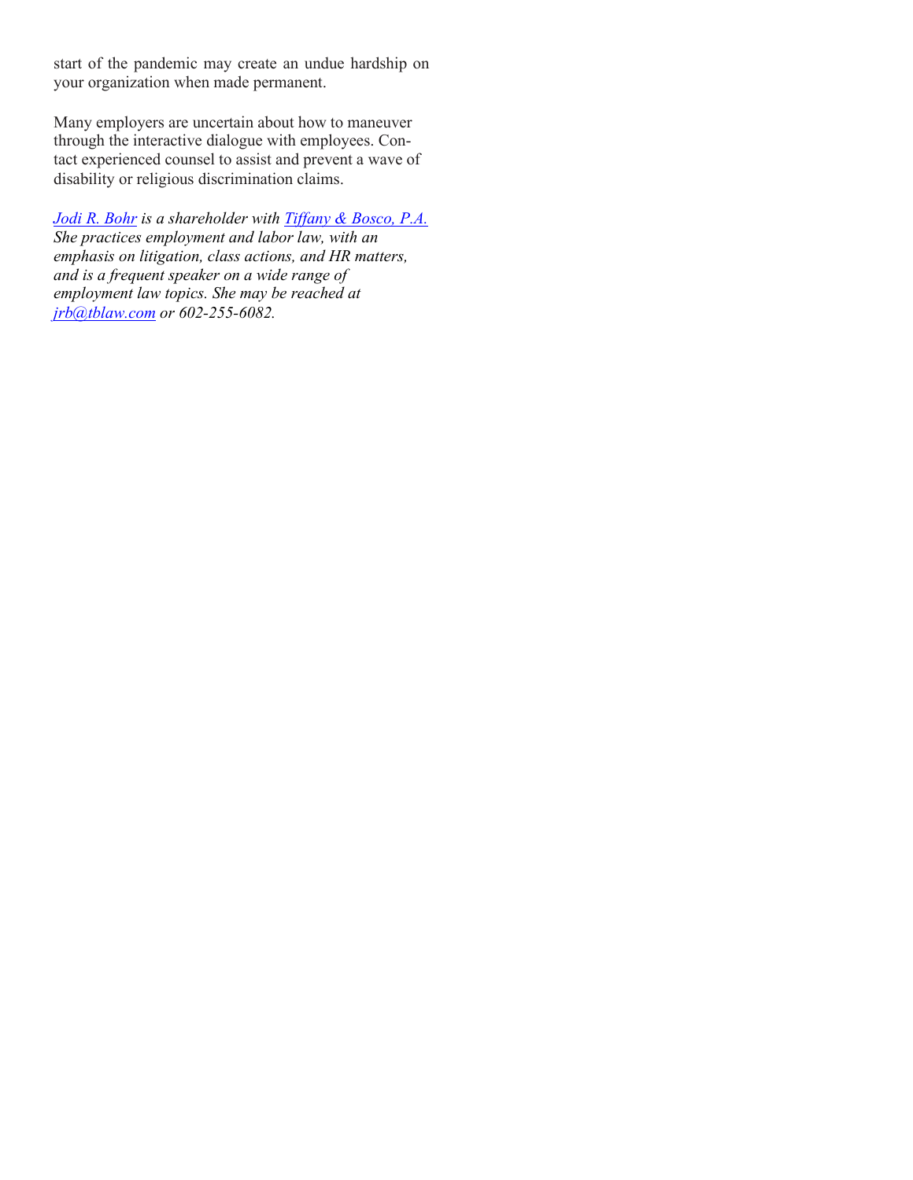start of the pandemic may create an undue hardship on your organization when made permanent.

Many employers are uncertain about how to maneuver through the interactive dialogue with employees. Contact experienced counsel to assist and prevent a wave of disability or religious discrimination claims.

*Jodi R. Bohr is a shareholder with Tiffany & Bosco, P.A. She practices employment and labor law, with an emphasis on litigation, class actions, and HR matters, and is a frequent speaker on a wide range of employment law topics. She may be reached at jrb@tblaw.com or 602-255-6082.*